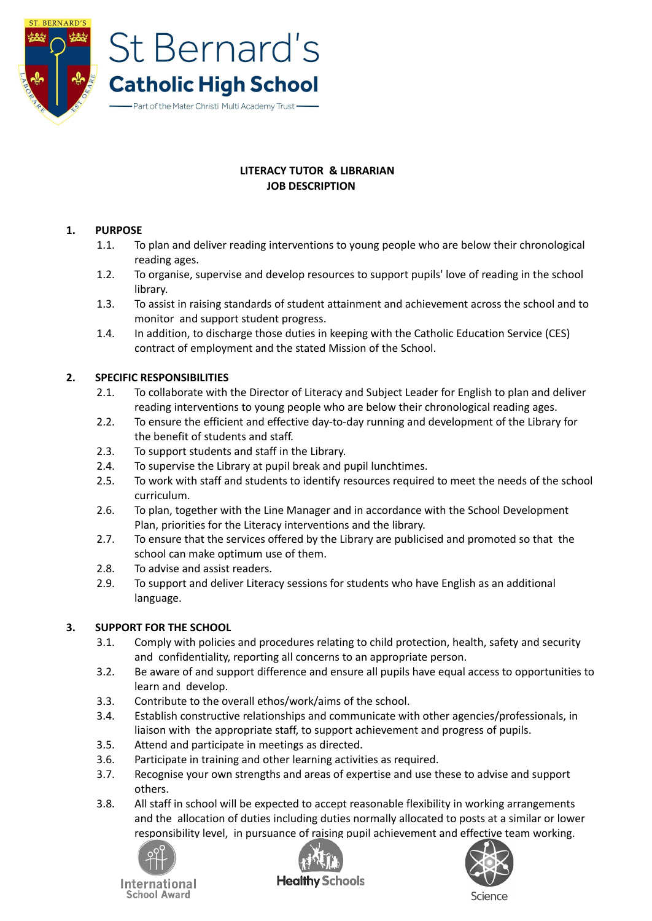St Bernard's
**Catholic High School**
Part of the Mater Christi Multi Academy Trust

**LITERACY TUTOR & LIBRARIAN**
**JOB DESCRIPTION**

**1. PURPOSE**

1.1. To plan and deliver reading interventions to young people who are below their chronological reading ages.

1.2. To organise, supervise and develop resources to support pupils' love of reading in the school library.

1.3. To assist in raising standards of student attainment and achievement across the school and to monitor and support student progress.

1.4. In addition, to discharge those duties in keeping with the Catholic Education Service (CES) contract of employment and the stated Mission of the School.

**2. SPECIFIC RESPONSIBILITIES**

2.1. To collaborate with the Director of Literacy and Subject Leader for English to plan and deliver reading interventions to young people who are below their chronological reading ages.

2.2. To ensure the efficient and effective day-to-day running and development of the Library for the benefit of students and staff.

2.3. To support students and staff in the Library.

2.4. To supervise the Library at pupil break and pupil lunchtimes.

2.5. To work with staff and students to identify resources required to meet the needs of the school curriculum.

2.6. To plan, together with the Line Manager and in accordance with the School Development Plan, priorities for the Literacy interventions and the library.

2.7. To ensure that the services offered by the Library are publicised and promoted so that the school can make optimum use of them.

2.8. To advise and assist readers.

2.9. To support and deliver Literacy sessions for students who have English as an additional language.

**3. SUPPORT FOR THE SCHOOL**

3.1. Comply with policies and procedures relating to child protection, health, safety and security and confidentiality, reporting all concerns to an appropriate person.

3.2. Be aware of and support difference and ensure all pupils have equal access to opportunities to learn and develop.

3.3. Contribute to the overall ethos/work/aims of the school.

3.4. Establish constructive relationships and communicate with other agencies/professionals, in liaison with the appropriate staff, to support achievement and progress of pupils.

3.5. Attend and participate in meetings as directed.

3.6. Participate in training and other learning activities as required.

3.7. Recognise your own strengths and areas of expertise and use these to advise and support others.

3.8. All staff in school will be expected to accept reasonable flexibility in working arrangements and the allocation of duties including duties normally allocated to posts at a similar or lower responsibility level, in pursuance of raising pupil achievement and effective team working.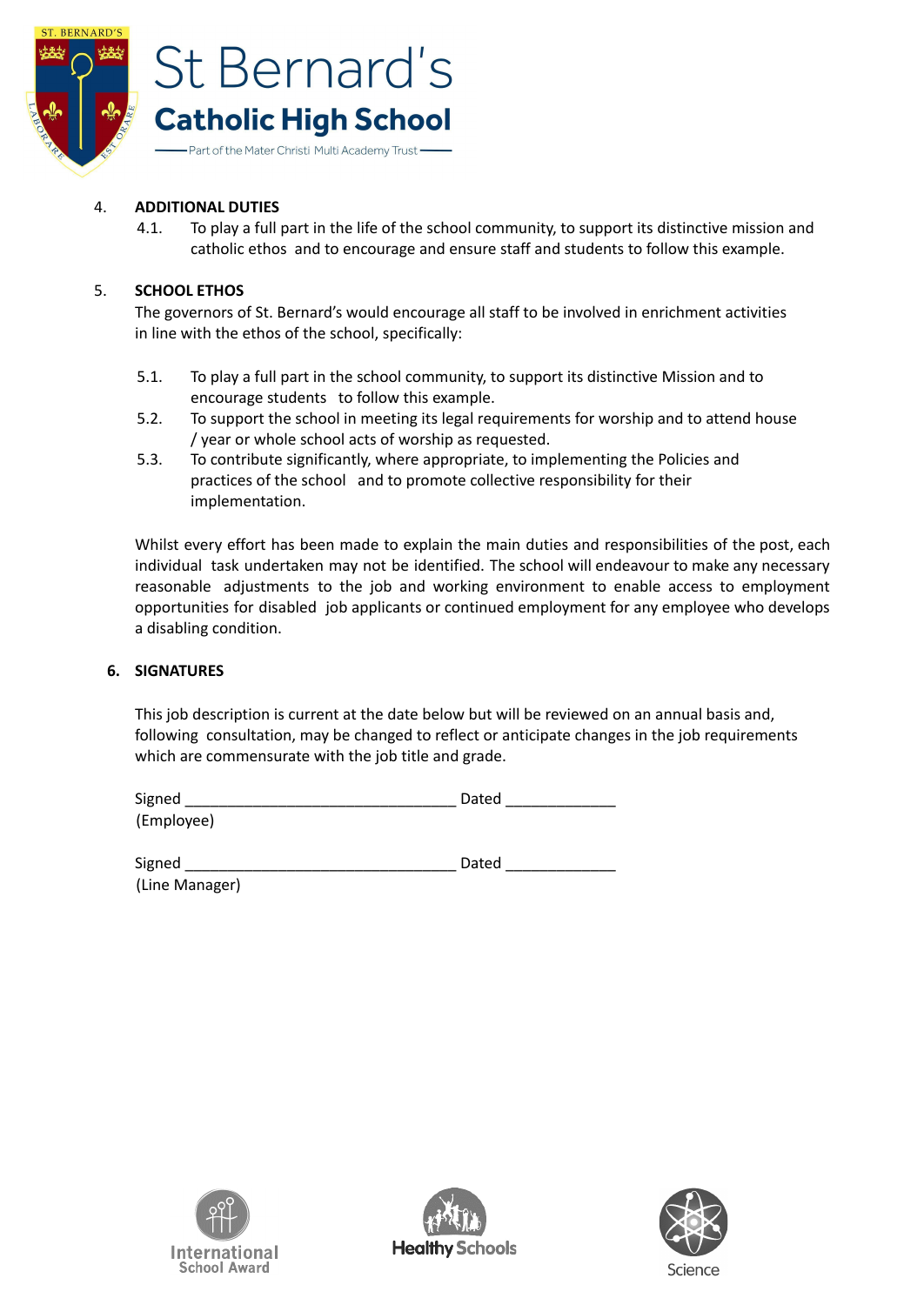4. **ADDITIONAL DUTIES**

   4.1. To play a full part in the life of the school community, to support its distinctive mission and catholic ethos and to encourage and ensure staff and students to follow this example.

5. **SCHOOL ETHOS**

   The governors of St. Bernard's would encourage all staff to be involved in enrichment activities in line with the ethos of the school, specifically:

   5.1. To play a full part in the school community, to support its distinctive Mission and to encourage students to follow this example.

   5.2. To support the school in meeting its legal requirements for worship and to attend house / year or whole school acts of worship as requested.

   5.3. To contribute significantly, where appropriate, to implementing the Policies and practices of the school and to promote collective responsibility for their implementation.

   Whilst every effort has been made to explain the main duties and responsibilities of the post, each individual task undertaken may not be identified. The school will endeavour to make any necessary reasonable adjustments to the job and working environment to enable access to employment opportunities for disabled job applicants or continued employment for any employee who develops a disabling condition.

6. **SIGNATURES**

   This job description is current at the date below but will be reviewed on an annual basis and, following consultation, may be changed to reflect or anticipate changes in the job requirements which are commensurate with the job title and grade.

   Signed ________________________________ Dated _____________
   (Employee)

   Signed ________________________________ Dated _____________
   (Line Manager)